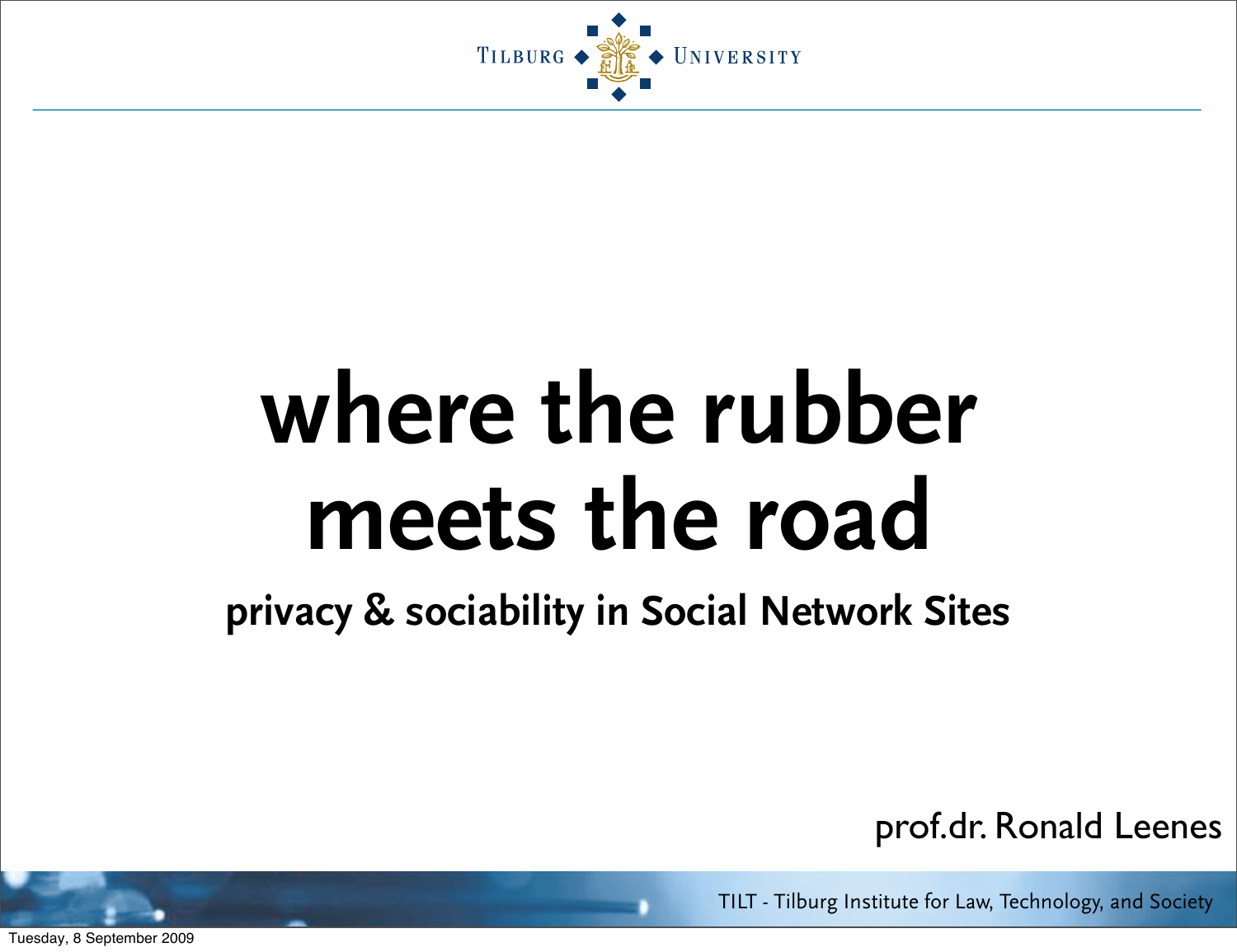TILBURG UNIVERSITY

# where the rubber meets the road

## privacy & sociability in Social Network Sites

prof.dr. Ronald Leenes

TILT - Tilburg Institute for Law, Technology, and Society

Tuesday, 8 September 2009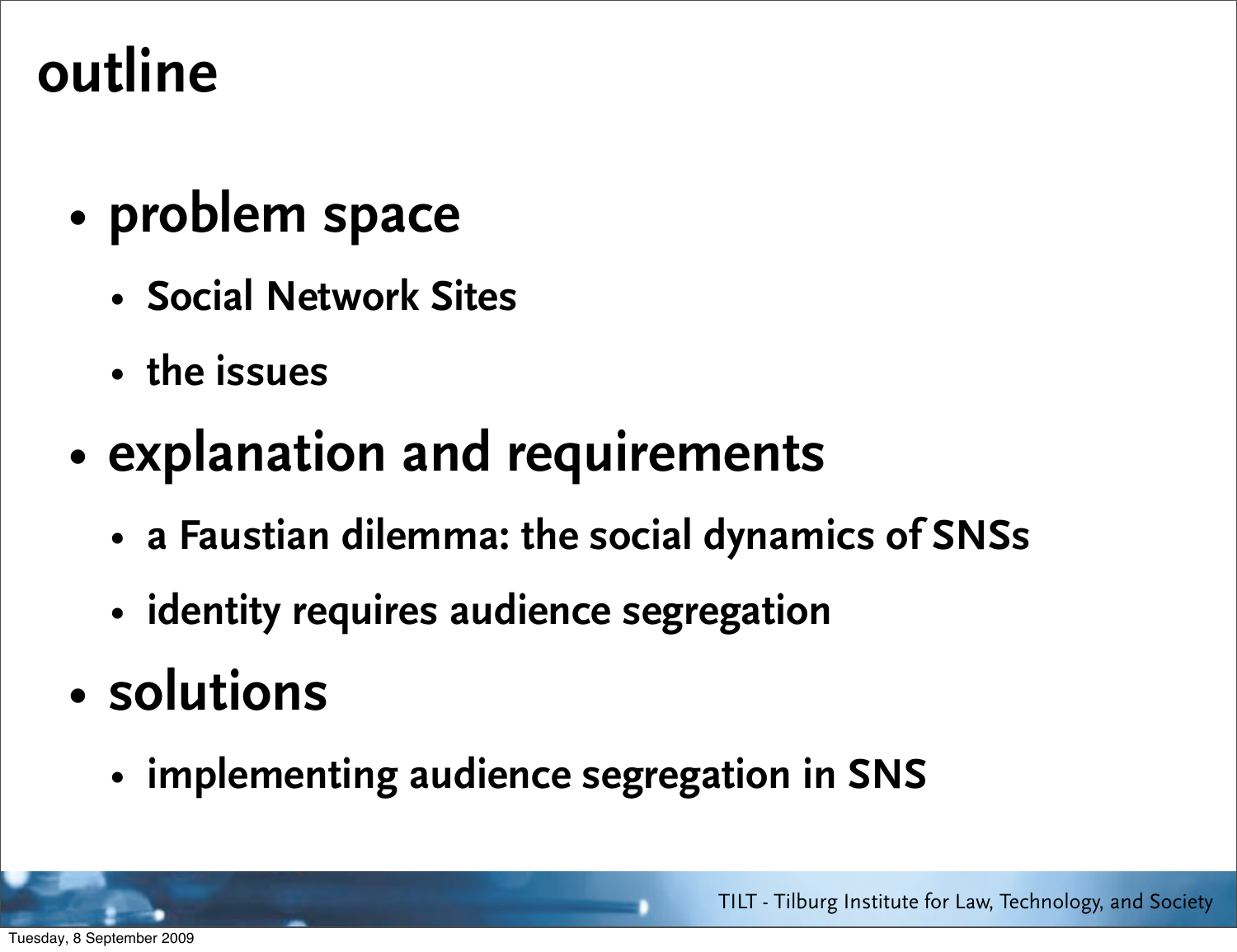# outline

- problem space
  - Social Network Sites
  - the issues
- explanation and requirements
  - a Faustian dilemma: the social dynamics of SNSs
  - identity requires audience segregation
- solutions
  - implementing audience segregation in SNS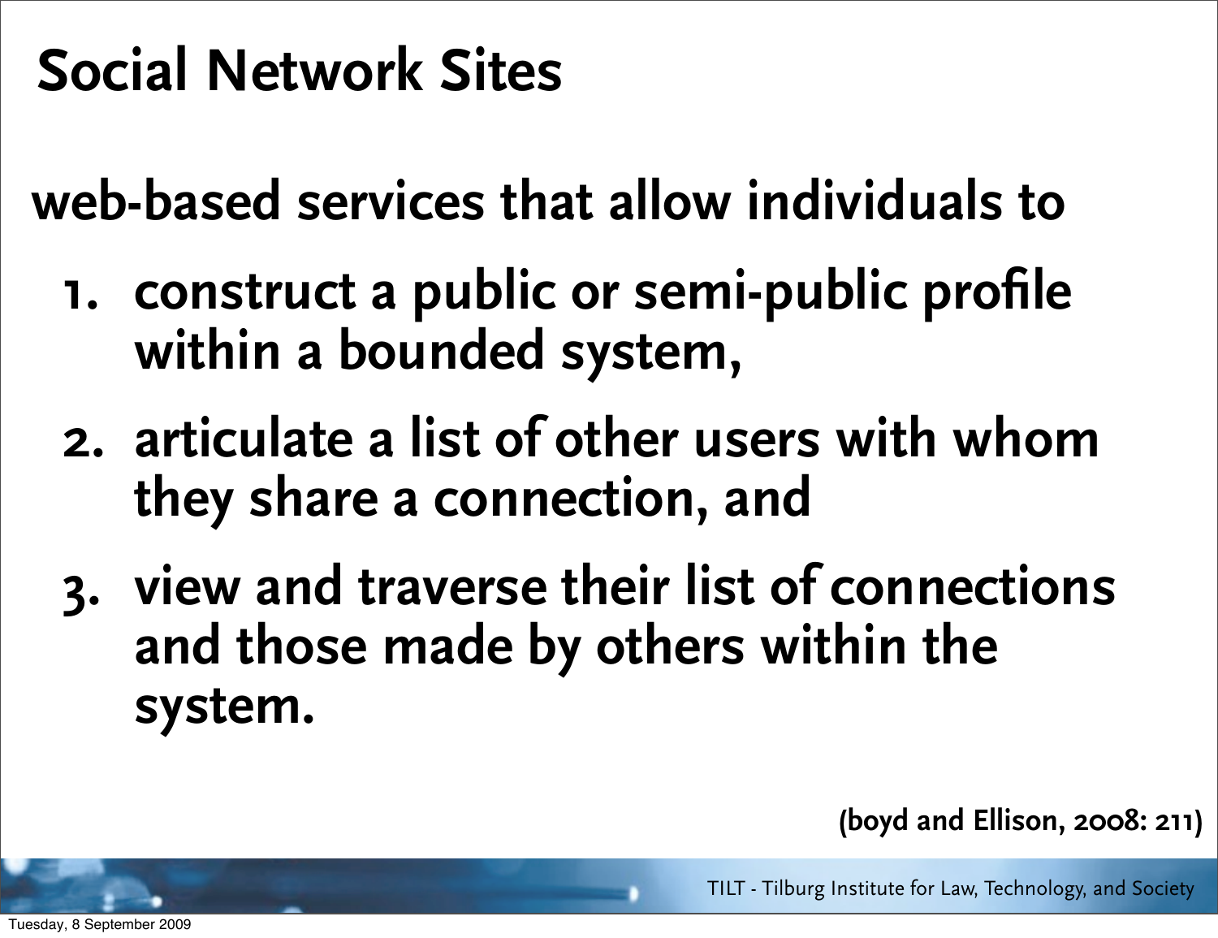# Social Network Sites

web-based services that allow individuals to

1. construct a public or semi-public profile within a bounded system,
2. articulate a list of other users with whom they share a connection, and
3. view and traverse their list of connections and those made by others within the system.

(boyd and Ellison, 2008: 211)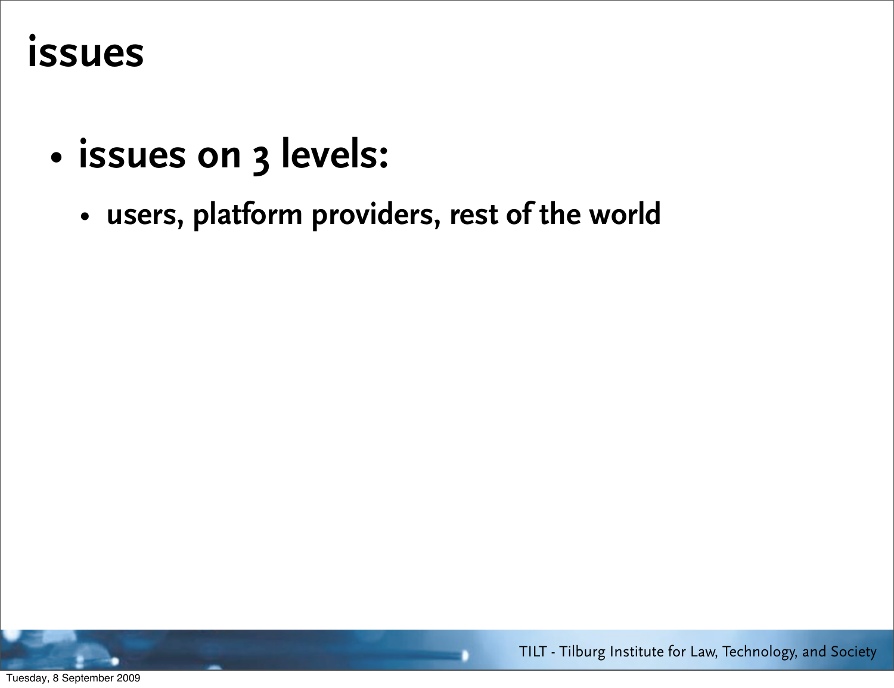# issues

- issues on 3 levels:
  - users, platform providers, rest of the world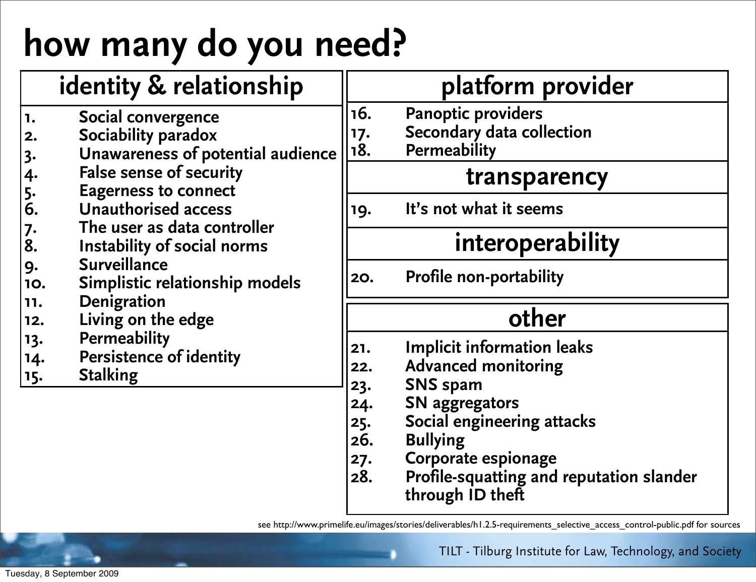# how many do you need?

## identity & relationship

1. Social convergence
2. Sociability paradox
3. Unawareness of potential audience
4. False sense of security
5. Eagerness to connect
6. Unauthorised access
7. The user as data controller
8. Instability of social norms
9. Surveillance
10. Simplistic relationship models
11. Denigration
12. Living on the edge
13. Permeability
14. Persistence of identity
15. Stalking

## platform provider

16. Panoptic providers
17. Secondary data collection
18. Permeability

## transparency

19. It's not what it seems

## interoperability

20. Profile non-portability

## other

21. Implicit information leaks
22. Advanced monitoring
23. SNS spam
24. SN aggregators
25. Social engineering attacks
26. Bullying
27. Corporate espionage
28. Profile-squatting and reputation slander through ID theft

see http://www.primelife.eu/images/stories/deliverables/h1.2.5-requirements_selective_access_control-public.pdf for sources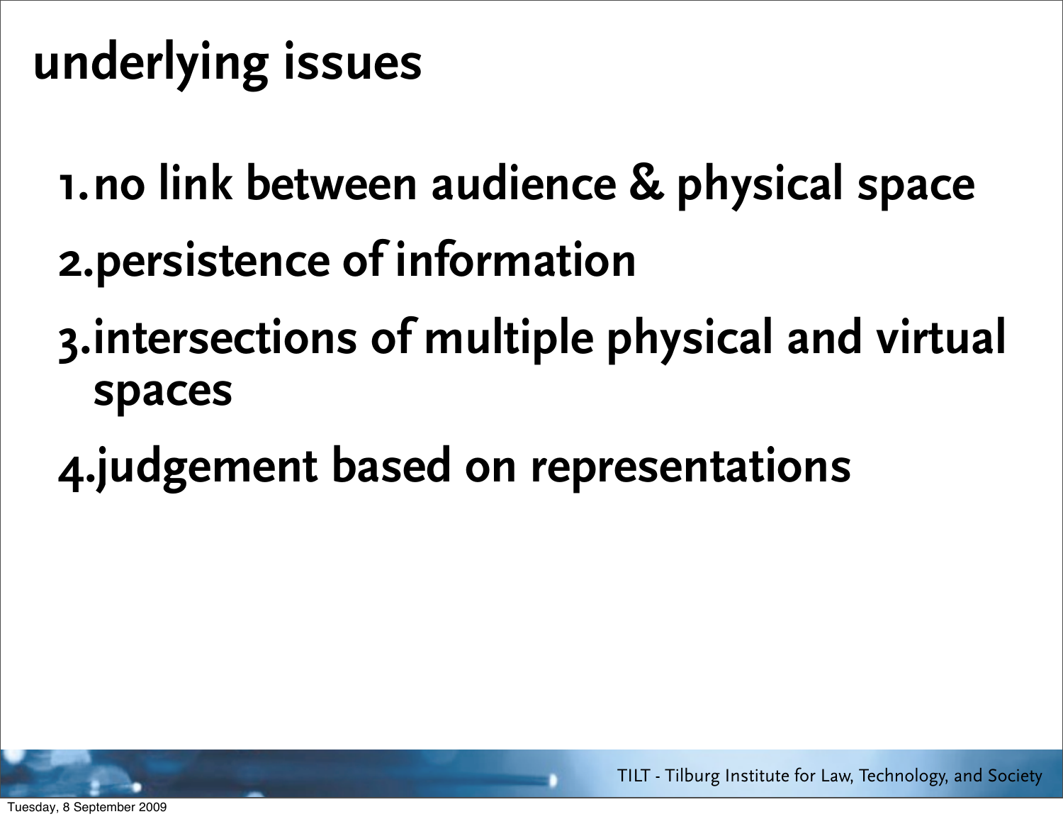# underlying issues

1. no link between audience & physical space
2. persistence of information
3. intersections of multiple physical and virtual spaces
4. judgement based on representations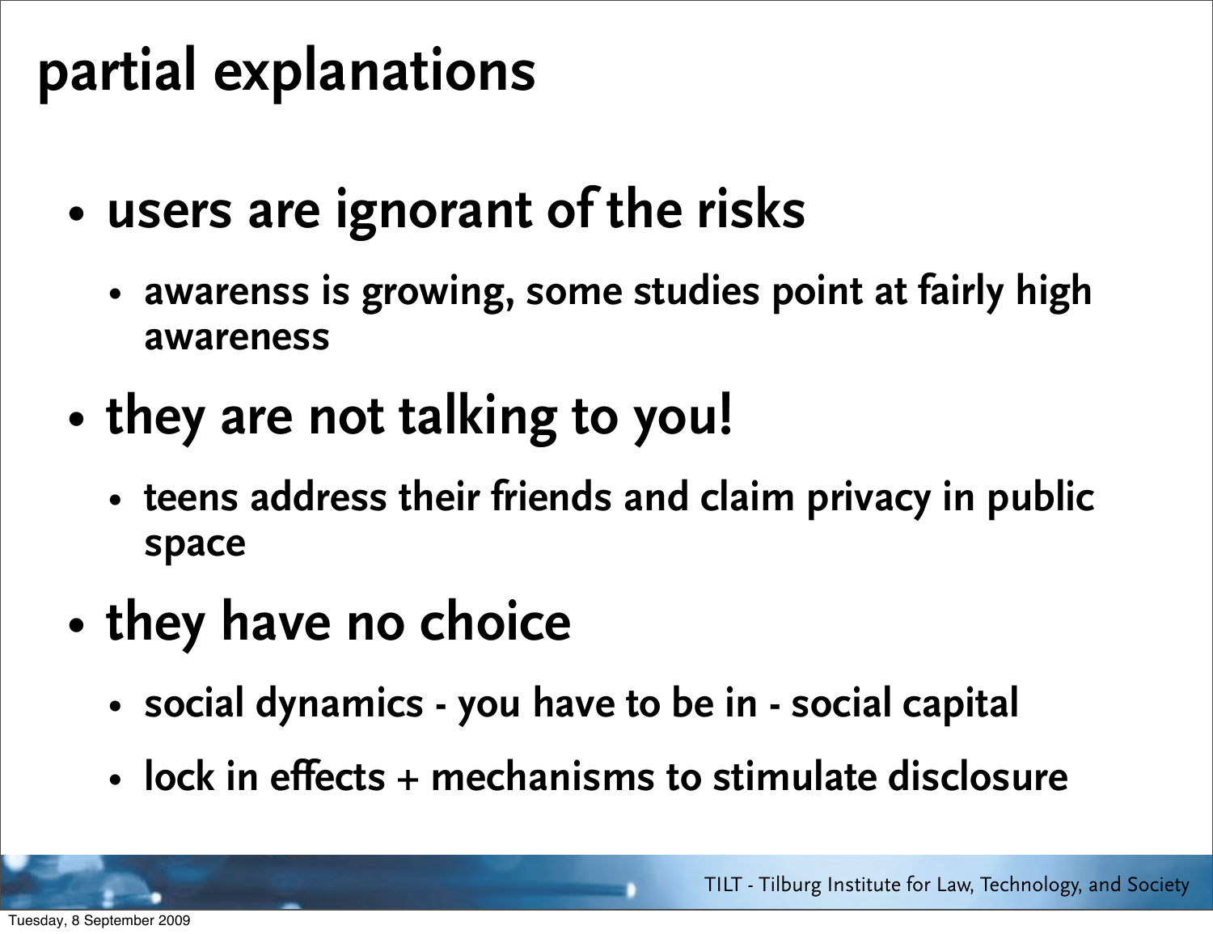# partial explanations

- users are ignorant of the risks
  - awarenss is growing, some studies point at fairly high awareness
- they are not talking to you!
  - teens address their friends and claim privacy in public space
- they have no choice
  - social dynamics - you have to be in - social capital
  - lock in effects + mechanisms to stimulate disclosure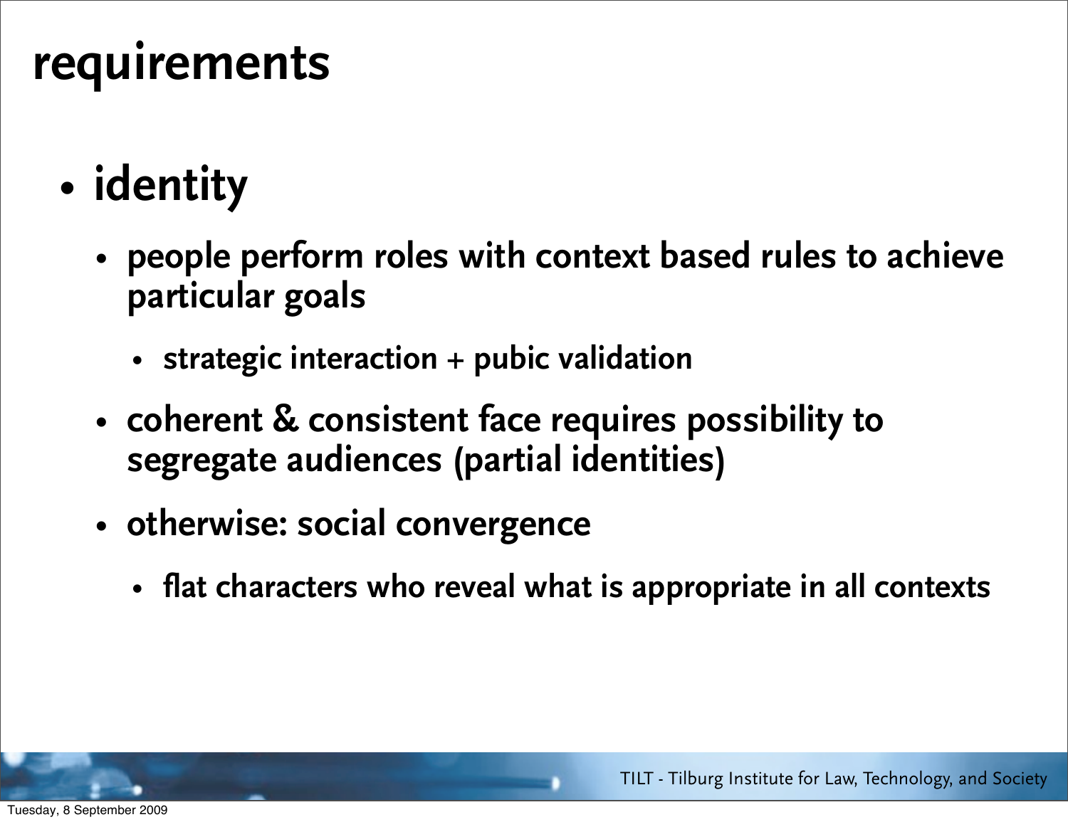# requirements

- **identity**
  - **people perform roles with context based rules to achieve particular goals**
    - **strategic interaction + pubic validation**
  - **coherent & consistent face requires possibility to segregate audiences (partial identities)**
  - **otherwise: social convergence**
    - **flat characters who reveal what is appropriate in all contexts**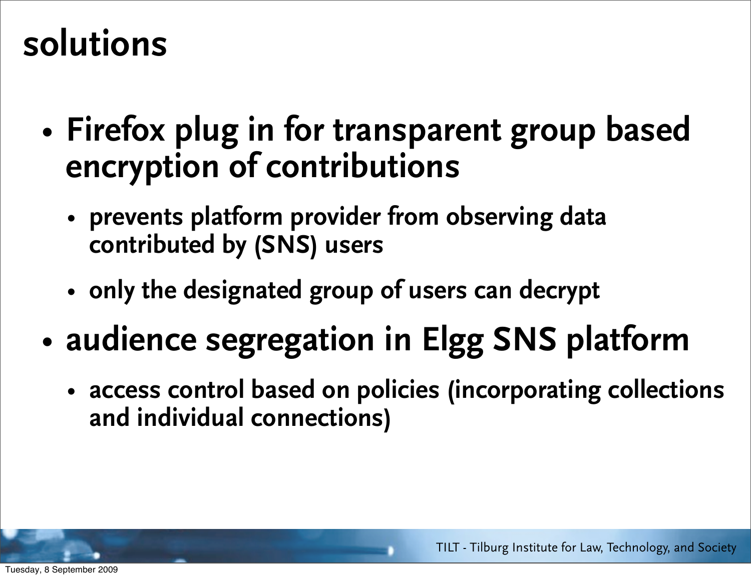# solutions

- Firefox plug in for transparent group based encryption of contributions
  - prevents platform provider from observing data contributed by (SNS) users
  - only the designated group of users can decrypt
- audience segregation in Elgg SNS platform
  - access control based on policies (incorporating collections and individual connections)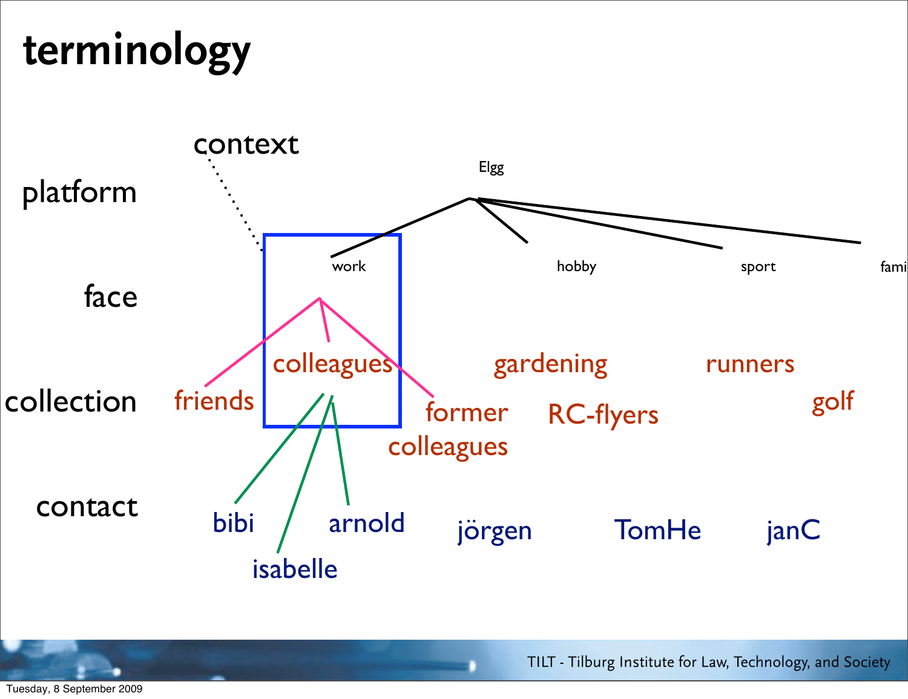# terminology

context

platform — Elgg

face — work, hobby, sport, fami

collection — friends, colleagues, former colleagues, gardening, RC-flyers, runners, golf

contact — bibi, isabelle, arnold, jörgen, TomHe, janC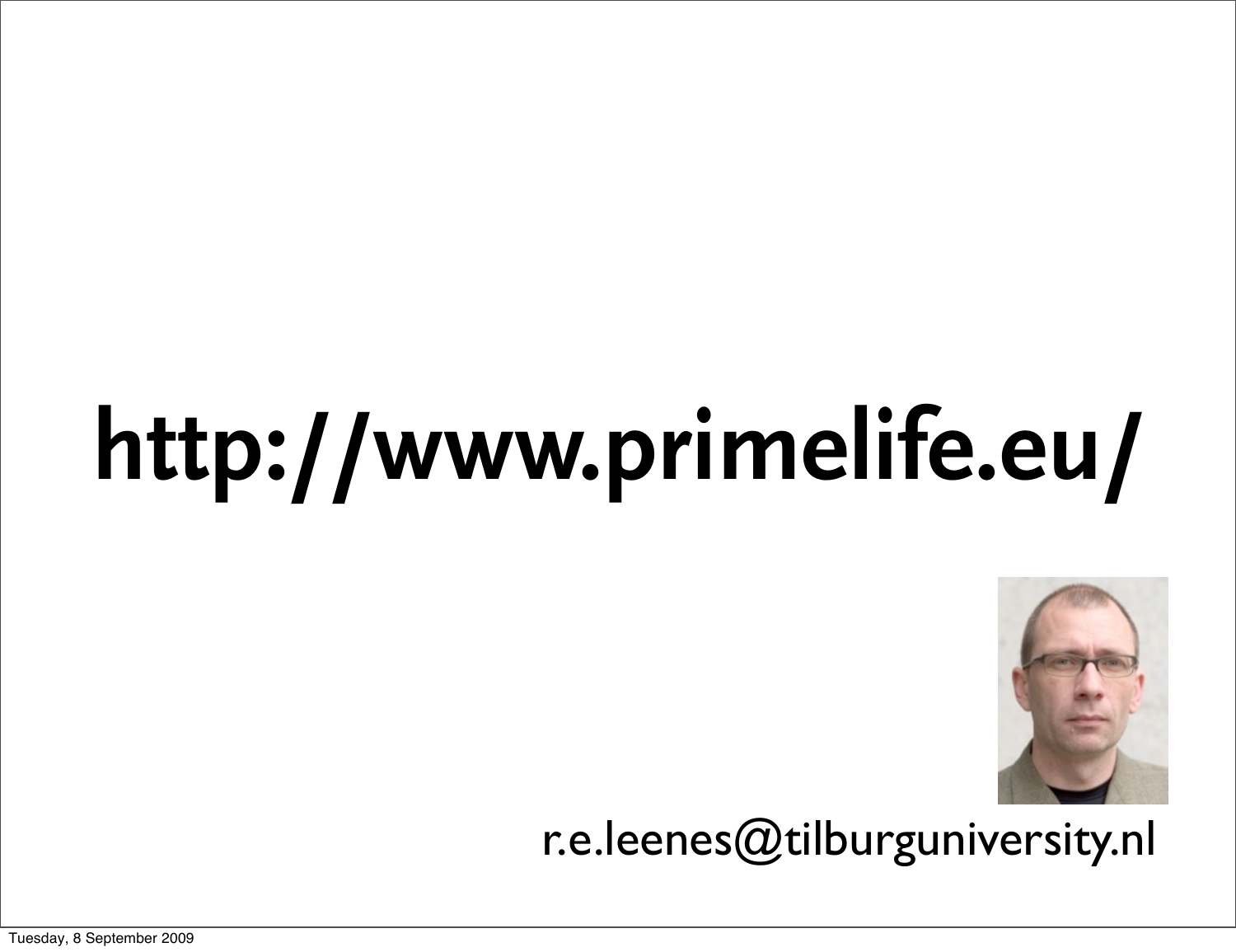# http://www.primelife.eu/

r.e.leenes@tilburguniversity.nl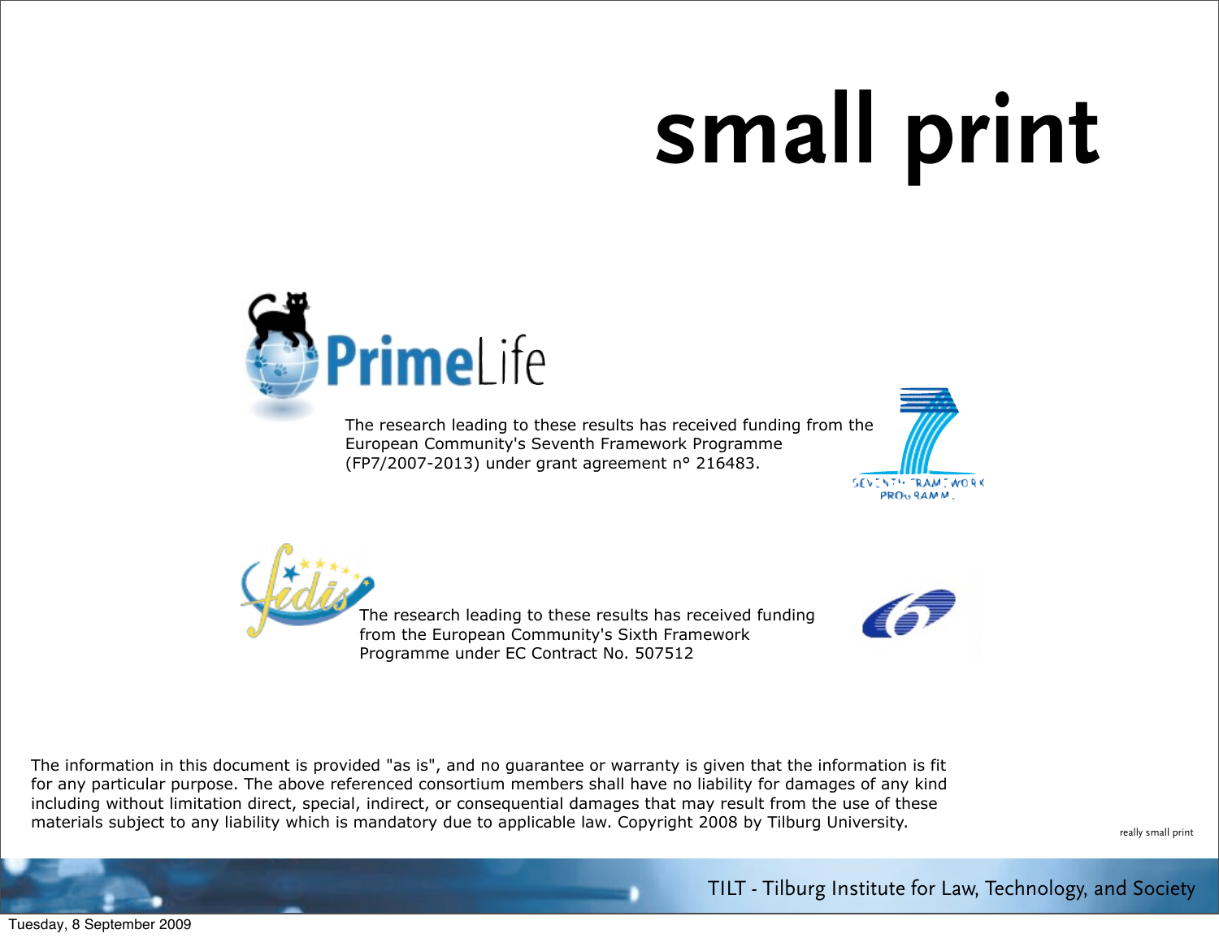# small print

The research leading to these results has received funding from the European Community's Seventh Framework Programme (FP7/2007-2013) under grant agreement n° 216483.

The research leading to these results has received funding from the European Community's Sixth Framework Programme under EC Contract No. 507512

The information in this document is provided "as is", and no guarantee or warranty is given that the information is fit for any particular purpose. The above referenced consortium members shall have no liability for damages of any kind including without limitation direct, special, indirect, or consequential damages that may result from the use of these materials subject to any liability which is mandatory due to applicable law. Copyright 2008 by Tilburg University.

really small print